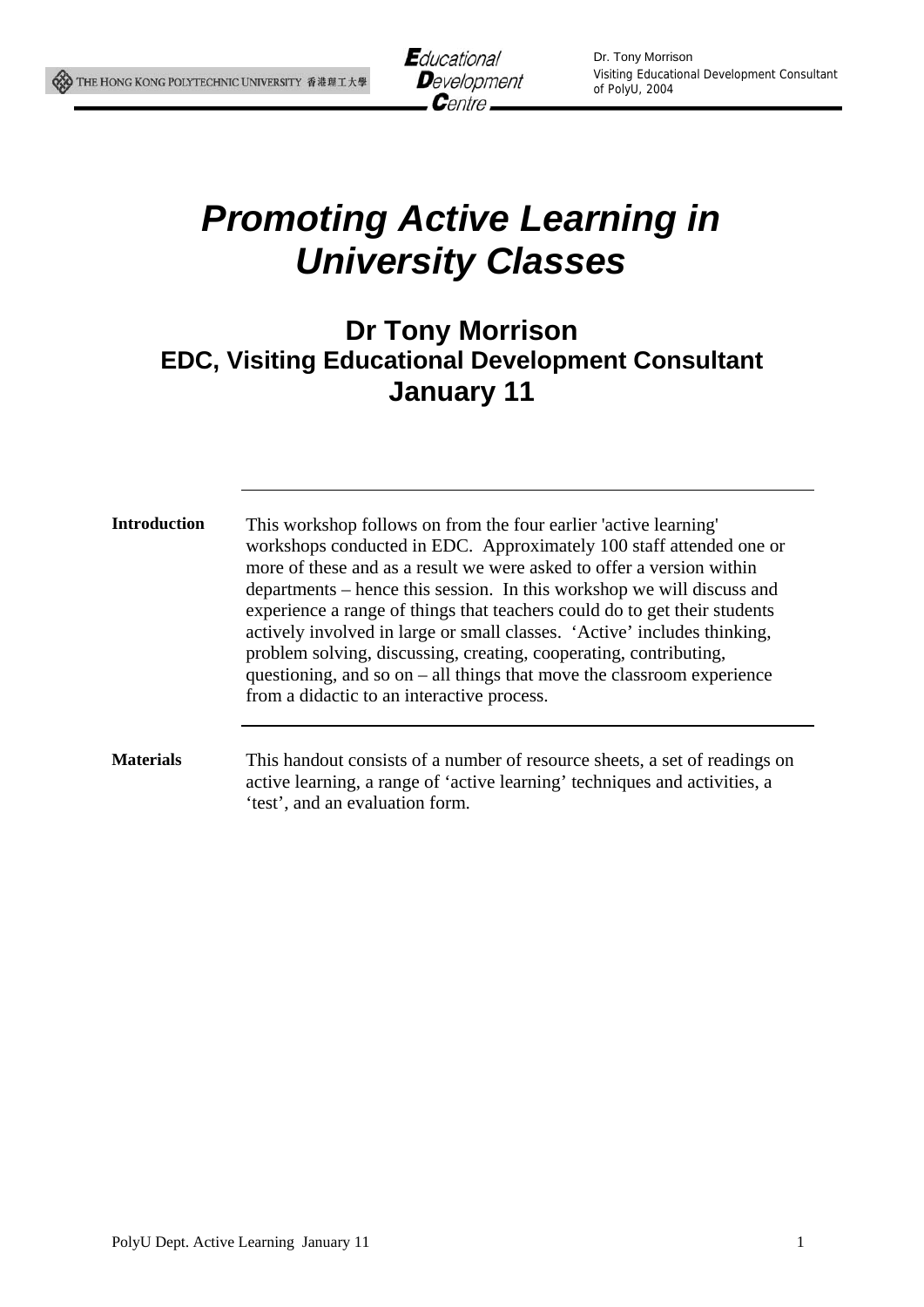# *Promoting Active Learning in University Classes*

## Dr Tony Morrison

### EDC, Visiting Educational Development Consultant

### January 11

**Introduction**

This workshop follows on from the four earlier 'active learning' workshops conducted in EDC. Approximately 100 staff attended one or more of these and as a result we were asked to offer a version within departments – hence this session. In this workshop we will discuss and experience a range of things that teachers could do to get their students actively involved in large or small classes. 'Active' includes thinking, problem solving, discussing, creating, cooperating, contributing, questioning, and so on – all things that move the classroom experience from a didactic to an interactive process.

**Materials**

This handout consists of a number of resource sheets, a set of readings on active learning, a range of 'active learning' techniques and activities, a 'test', and an evaluation form.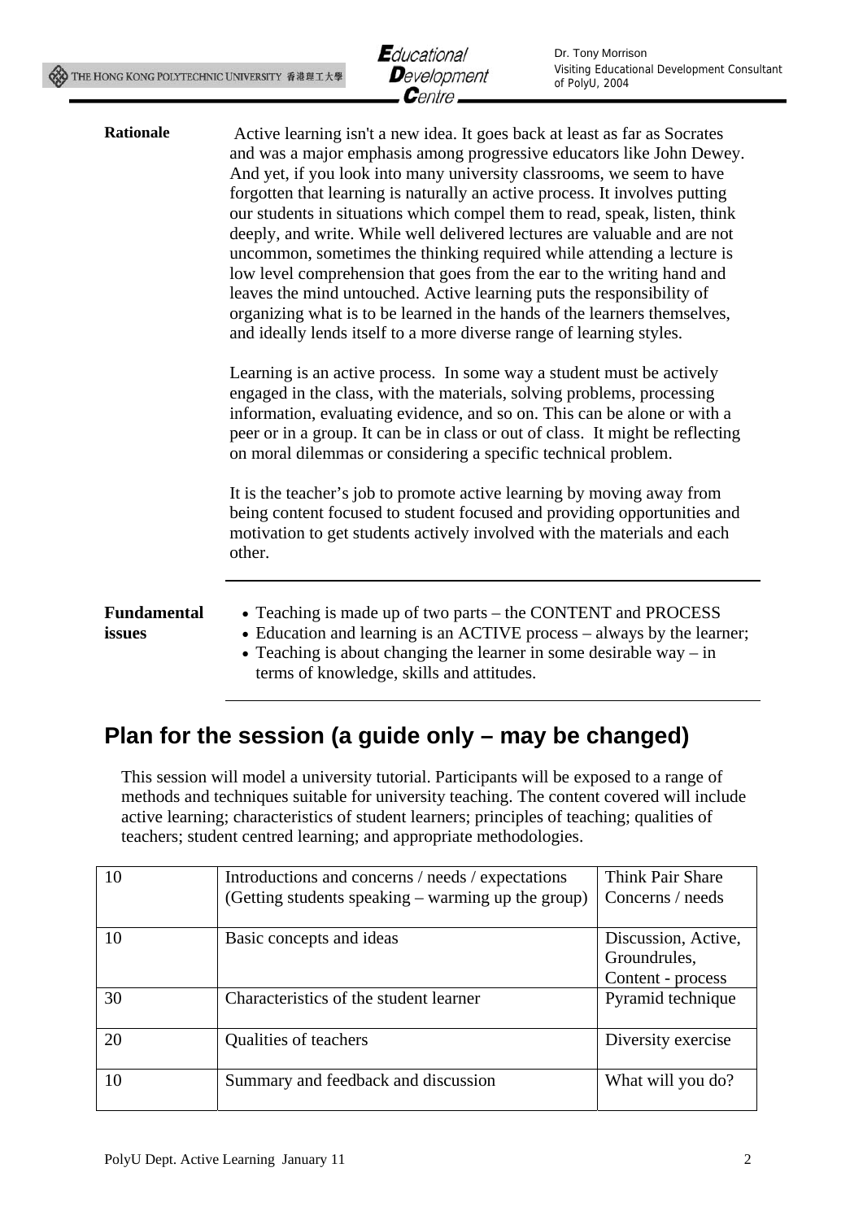**Rationale**

Active learning isn't a new idea. It goes back at least as far as Socrates and was a major emphasis among progressive educators like John Dewey. And yet, if you look into many university classrooms, we seem to have forgotten that learning is naturally an active process. It involves putting our students in situations which compel them to read, speak, listen, think deeply, and write. While well delivered lectures are valuable and are not uncommon, sometimes the thinking required while attending a lecture is low level comprehension that goes from the ear to the writing hand and leaves the mind untouched. Active learning puts the responsibility of organizing what is to be learned in the hands of the learners themselves, and ideally lends itself to a more diverse range of learning styles.

Learning is an active process. In some way a student must be actively engaged in the class, with the materials, solving problems, processing information, evaluating evidence, and so on. This can be alone or with a peer or in a group. It can be in class or out of class. It might be reflecting on moral dilemmas or considering a specific technical problem.

It is the teacher's job to promote active learning by moving away from being content focused to student focused and providing opportunities and motivation to get students actively involved with the materials and each other.

**Fundamental issues**

- Teaching is made up of two parts – the CONTENT and PROCESS
- Education and learning is an ACTIVE process – always by the learner;
- Teaching is about changing the learner in some desirable way – in terms of knowledge, skills and attitudes.

## Plan for the session (a guide only – may be changed)

This session will model a university tutorial. Participants will be exposed to a range of methods and techniques suitable for university teaching. The content covered will include active learning; characteristics of student learners; principles of teaching; qualities of teachers; student centred learning; and appropriate methodologies.

| | | |
|---|---|---|
| 10 | Introductions and concerns / needs / expectations (Getting students speaking – warming up the group) | Think Pair Share Concerns / needs |
| 10 | Basic concepts and ideas | Discussion, Active, Groundrules, Content - process |
| 30 | Characteristics of the student learner | Pyramid technique |
| 20 | Qualities of teachers | Diversity exercise |
| 10 | Summary and feedback and discussion | What will you do? |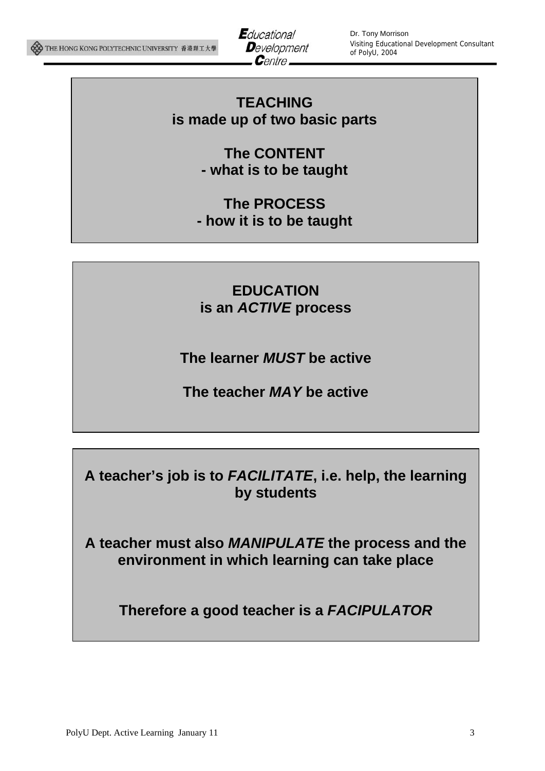**TEACHING**
**is made up of two basic parts**

**The CONTENT**
**- what is to be taught**

**The PROCESS**
**- how it is to be taught**

---

**EDUCATION**
**is an *ACTIVE* process**

**The learner *MUST* be active**

**The teacher *MAY* be active**

---

**A teacher's job is to *FACILITATE*, i.e. help, the learning by students**

**A teacher must also *MANIPULATE* the process and the environment in which learning can take place**

**Therefore a good teacher is a *FACIPULATOR***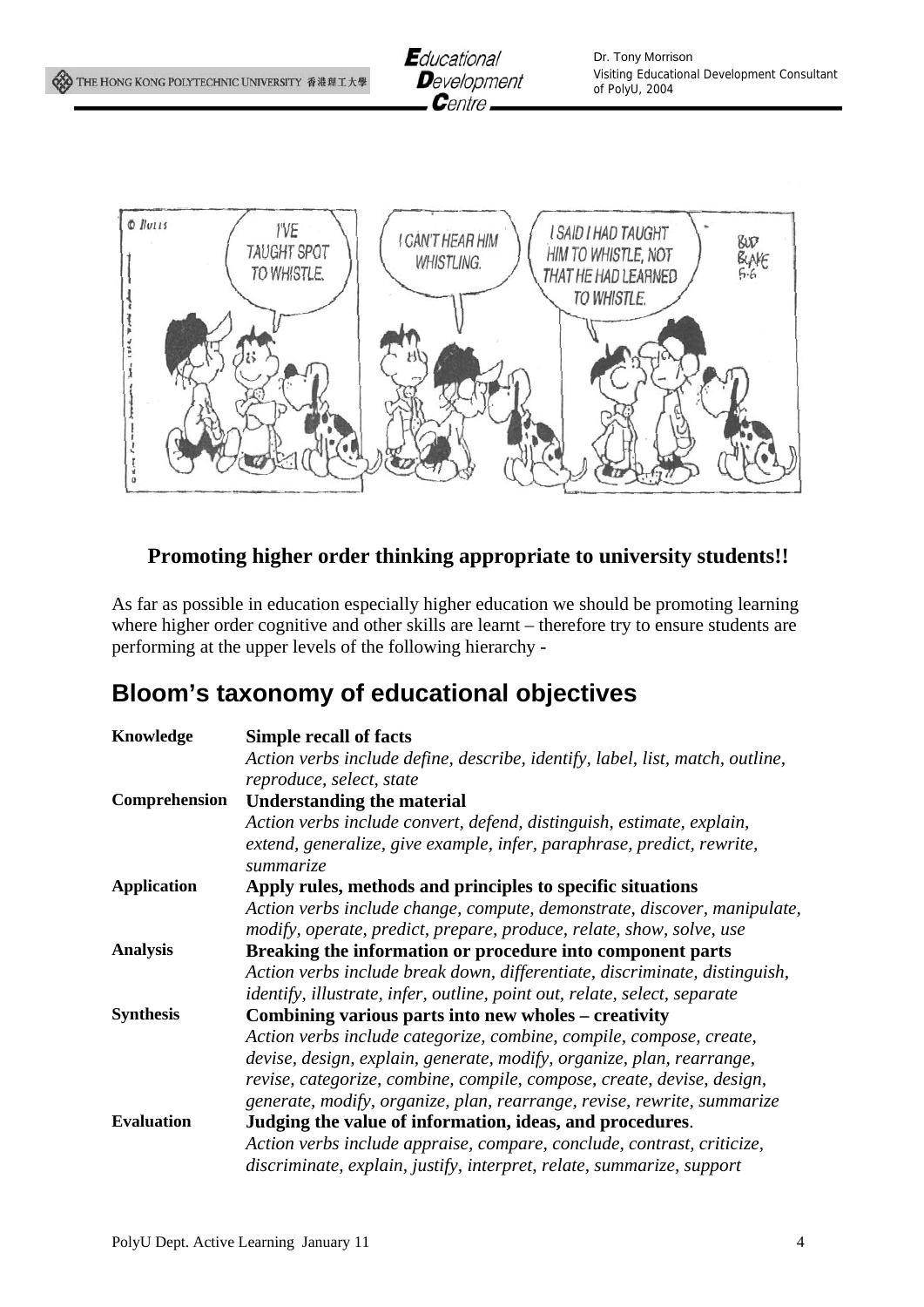**Promoting higher order thinking appropriate to university students!!**

As far as possible in education especially higher education we should be promoting learning where higher order cognitive and other skills are learnt – therefore try to ensure students are performing at the upper levels of the following hierarchy -

## Bloom's taxonomy of educational objectives

| | |
|---|---|
| **Knowledge** | **Simple recall of facts**<br>*Action verbs include define, describe, identify, label, list, match, outline, reproduce, select, state* |
| **Comprehension** | **Understanding the material**<br>*Action verbs include convert, defend, distinguish, estimate, explain, extend, generalize, give example, infer, paraphrase, predict, rewrite, summarize* |
| **Application** | **Apply rules, methods and principles to specific situations**<br>*Action verbs include change, compute, demonstrate, discover, manipulate, modify, operate, predict, prepare, produce, relate, show, solve, use* |
| **Analysis** | **Breaking the information or procedure into component parts**<br>*Action verbs include break down, differentiate, discriminate, distinguish, identify, illustrate, infer, outline, point out, relate, select, separate* |
| **Synthesis** | **Combining various parts into new wholes – creativity**<br>*Action verbs include categorize, combine, compile, compose, create, devise, design, explain, generate, modify, organize, plan, rearrange, revise, categorize, combine, compile, compose, create, devise, design, generate, modify, organize, plan, rearrange, revise, rewrite, summarize* |
| **Evaluation** | **Judging the value of information, ideas, and procedures**.<br>*Action verbs include appraise, compare, conclude, contrast, criticize, discriminate, explain, justify, interpret, relate, summarize, support* |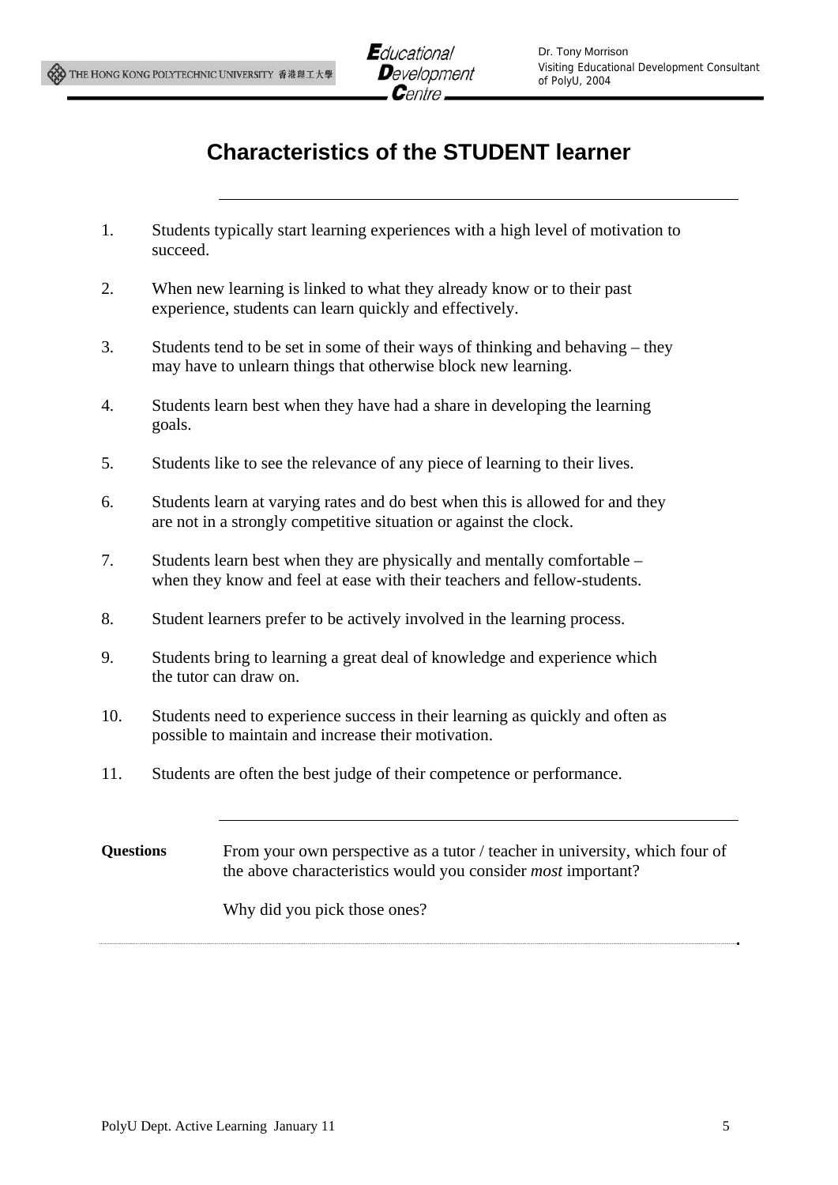# Characteristics of the STUDENT learner

1. Students typically start learning experiences with a high level of motivation to succeed.

2. When new learning is linked to what they already know or to their past experience, students can learn quickly and effectively.

3. Students tend to be set in some of their ways of thinking and behaving – they may have to unlearn things that otherwise block new learning.

4. Students learn best when they have had a share in developing the learning goals.

5. Students like to see the relevance of any piece of learning to their lives.

6. Students learn at varying rates and do best when this is allowed for and they are not in a strongly competitive situation or against the clock.

7. Students learn best when they are physically and mentally comfortable – when they know and feel at ease with their teachers and fellow-students.

8. Student learners prefer to be actively involved in the learning process.

9. Students bring to learning a great deal of knowledge and experience which the tutor can draw on.

10. Students need to experience success in their learning as quickly and often as possible to maintain and increase their motivation.

11. Students are often the best judge of their competence or performance.

---

**Questions**

From your own perspective as a tutor / teacher in university, which four of the above characteristics would you consider *most* important?

Why did you pick those ones?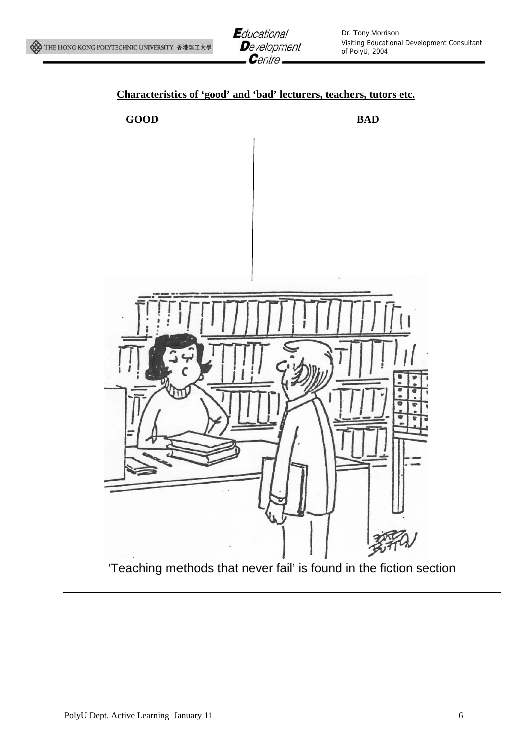## Characteristics of 'good' and 'bad' lecturers, teachers, tutors etc.

| GOOD | BAD |
| --- | --- |
| | |

'Teaching methods that never fail' is found in the fiction section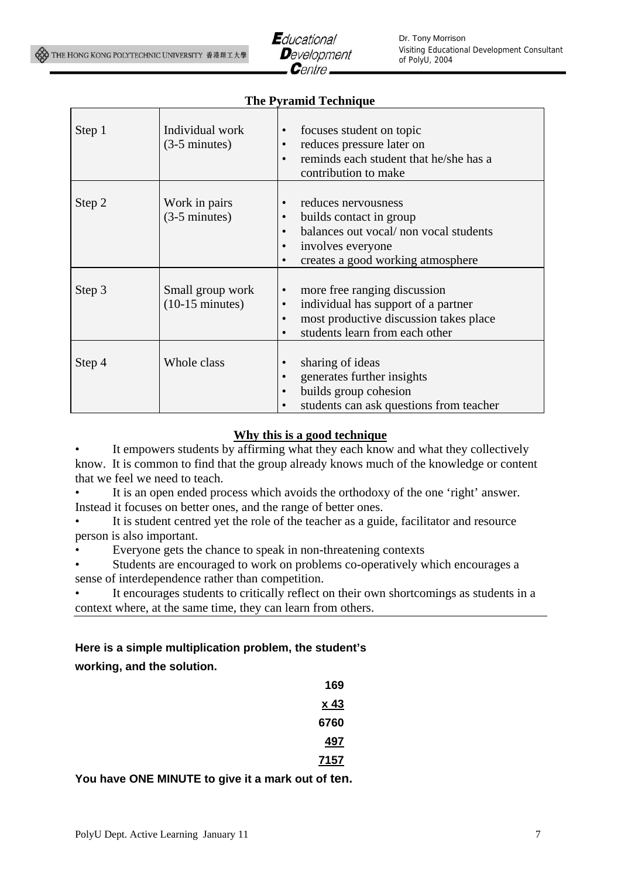## The Pyramid Technique

| | | |
|---|---|---|
| Step 1 | Individual work (3-5 minutes) | • focuses student on topic<br>• reduces pressure later on<br>• reminds each student that he/she has a contribution to make |
| Step 2 | Work in pairs (3-5 minutes) | • reduces nervousness<br>• builds contact in group<br>• balances out vocal/ non vocal students<br>• involves everyone<br>• creates a good working atmosphere |
| Step 3 | Small group work (10-15 minutes) | • more free ranging discussion<br>• individual has support of a partner<br>• most productive discussion takes place<br>• students learn from each other |
| Step 4 | Whole class | • sharing of ideas<br>• generates further insights<br>• builds group cohesion<br>• students can ask questions from teacher |

### Why this is a good technique

- It empowers students by affirming what they each know and what they collectively know. It is common to find that the group already knows much of the knowledge or content that we feel we need to teach.
- It is an open ended process which avoids the orthodoxy of the one 'right' answer. Instead it focuses on better ones, and the range of better ones.
- It is student centred yet the role of the teacher as a guide, facilitator and resource person is also important.
- Everyone gets the chance to speak in non-threatening contexts
- Students are encouraged to work on problems co-operatively which encourages a sense of interdependence rather than competition.
- It encourages students to critically reflect on their own shortcomings as students in a context where, at the same time, they can learn from others.

---

**Here is a simple multiplication problem, the student's working, and the solution.**

```
 169
x 43
6760
 497
7157
```

**You have ONE MINUTE to give it a mark out of ten.**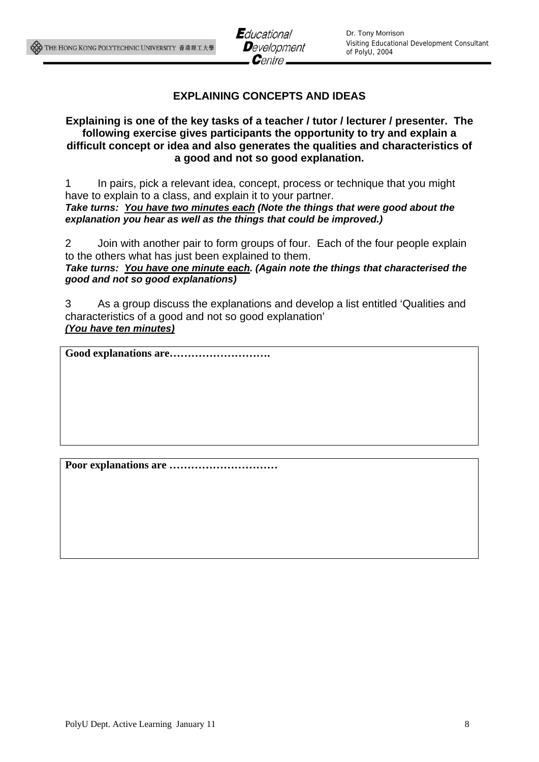## EXPLAINING CONCEPTS AND IDEAS

**Explaining is one of the key tasks of a teacher / tutor / lecturer / presenter. The following exercise gives participants the opportunity to try and explain a difficult concept or idea and also generates the qualities and characteristics of a good and not so good explanation.**

1 In pairs, pick a relevant idea, concept, process or technique that you might have to explain to a class, and explain it to your partner.
***Take turns: <u>You have two minutes each</u> (Note the things that were good about the explanation you hear as well as the things that could be improved.)***

2 Join with another pair to form groups of four. Each of the four people explain to the others what has just been explained to them.
***Take turns: <u>You have one minute each</u>. (Again note the things that characterised the good and not so good explanations)***

3 As a group discuss the explanations and develop a list entitled 'Qualities and characteristics of a good and not so good explanation'
***<u>(You have ten minutes)</u>***

| **Good explanations are……………………….** |
|---|
| |

| **Poor explanations are …………………………** |
|---|
| |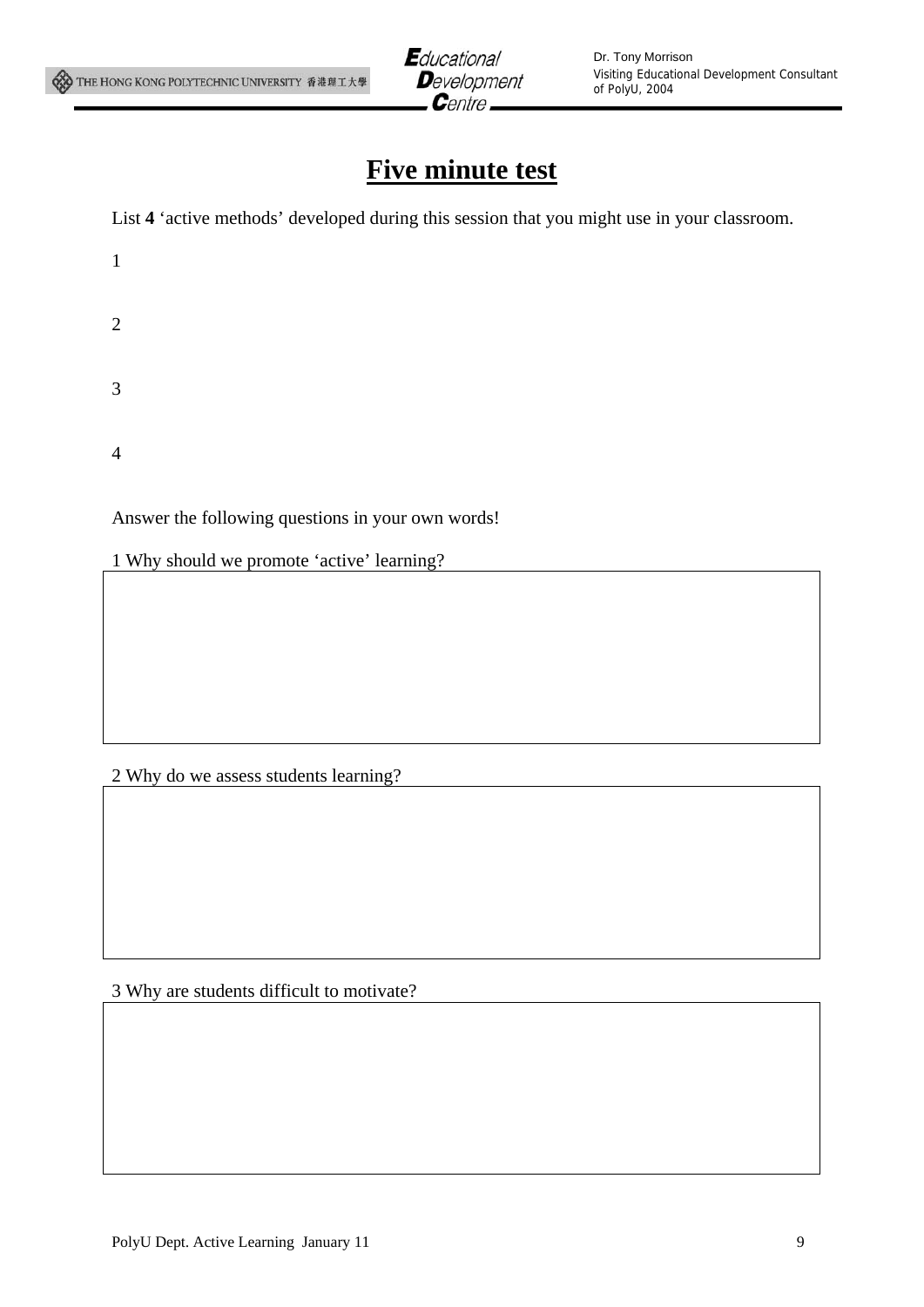# Five minute test

List **4** 'active methods' developed during this session that you might use in your classroom.

1

2

3

4

Answer the following questions in your own words!

1 Why should we promote 'active' learning?

2 Why do we assess students learning?

3 Why are students difficult to motivate?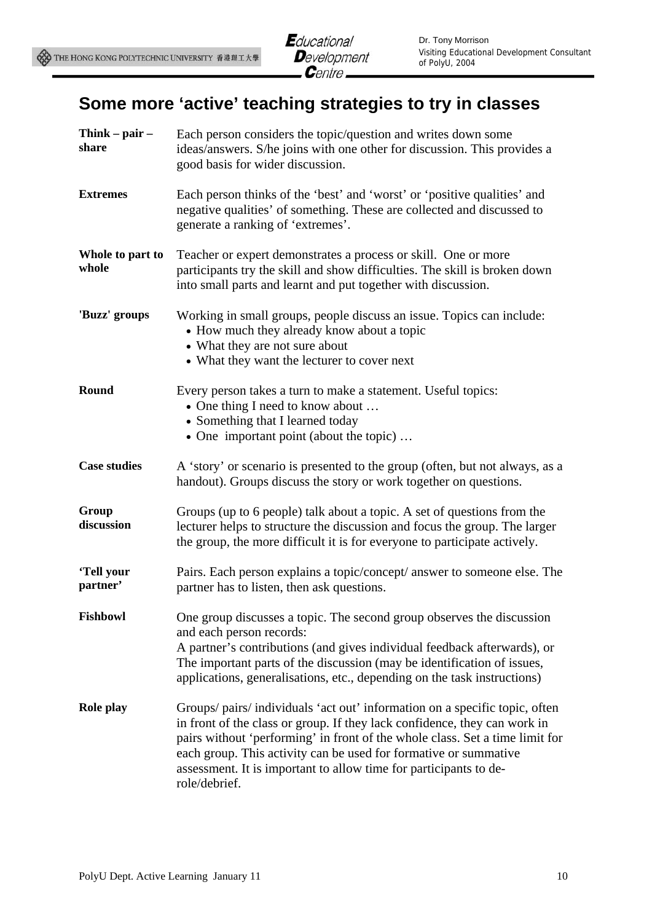## Some more 'active' teaching strategies to try in classes

**Think – pair – share**
Each person considers the topic/question and writes down some ideas/answers. S/he joins with one other for discussion. This provides a good basis for wider discussion.

**Extremes**
Each person thinks of the 'best' and 'worst' or 'positive qualities' and negative qualities' of something. These are collected and discussed to generate a ranking of 'extremes'.

**Whole to part to whole**
Teacher or expert demonstrates a process or skill. One or more participants try the skill and show difficulties. The skill is broken down into small parts and learnt and put together with discussion.

**'Buzz' groups**
Working in small groups, people discuss an issue. Topics can include:

- How much they already know about a topic
- What they are not sure about
- What they want the lecturer to cover next

**Round**
Every person takes a turn to make a statement. Useful topics:

- One thing I need to know about …
- Something that I learned today
- One important point (about the topic) …

**Case studies**
A 'story' or scenario is presented to the group (often, but not always, as a handout). Groups discuss the story or work together on questions.

**Group discussion**
Groups (up to 6 people) talk about a topic. A set of questions from the lecturer helps to structure the discussion and focus the group. The larger the group, the more difficult it is for everyone to participate actively.

**'Tell your partner'**
Pairs. Each person explains a topic/concept/ answer to someone else. The partner has to listen, then ask questions.

**Fishbowl**
One group discusses a topic. The second group observes the discussion and each person records:
A partner's contributions (and gives individual feedback afterwards), or
The important parts of the discussion (may be identification of issues, applications, generalisations, etc., depending on the task instructions)

**Role play**
Groups/ pairs/ individuals 'act out' information on a specific topic, often in front of the class or group. If they lack confidence, they can work in pairs without 'performing' in front of the whole class. Set a time limit for each group. This activity can be used for formative or summative assessment. It is important to allow time for participants to de-role/debrief.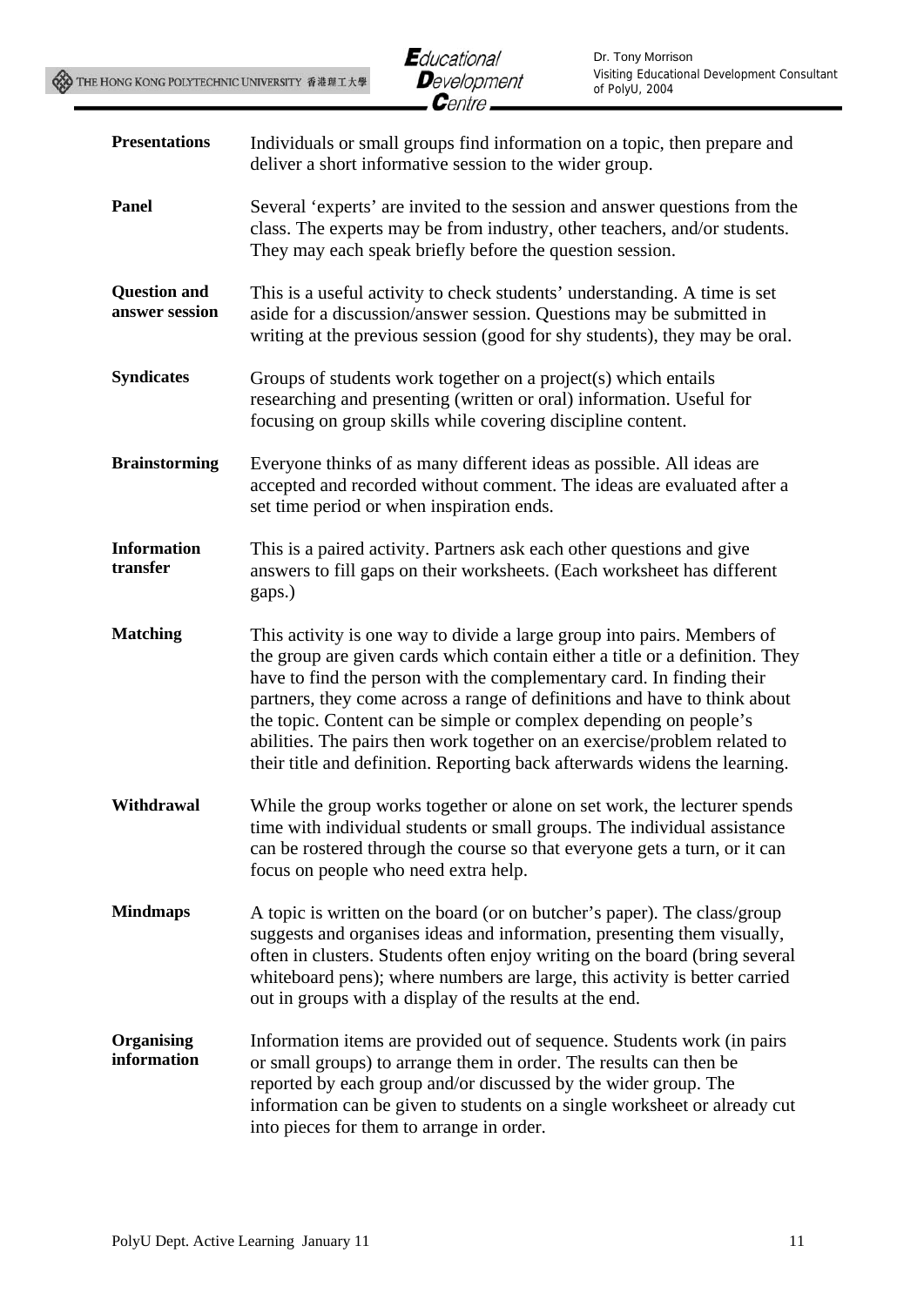**Presentations** — Individuals or small groups find information on a topic, then prepare and deliver a short informative session to the wider group.

**Panel** — Several 'experts' are invited to the session and answer questions from the class. The experts may be from industry, other teachers, and/or students. They may each speak briefly before the question session.

**Question and answer session** — This is a useful activity to check students' understanding. A time is set aside for a discussion/answer session. Questions may be submitted in writing at the previous session (good for shy students), they may be oral.

**Syndicates** — Groups of students work together on a project(s) which entails researching and presenting (written or oral) information. Useful for focusing on group skills while covering discipline content.

**Brainstorming** — Everyone thinks of as many different ideas as possible. All ideas are accepted and recorded without comment. The ideas are evaluated after a set time period or when inspiration ends.

**Information transfer** — This is a paired activity. Partners ask each other questions and give answers to fill gaps on their worksheets. (Each worksheet has different gaps.)

**Matching** — This activity is one way to divide a large group into pairs. Members of the group are given cards which contain either a title or a definition. They have to find the person with the complementary card. In finding their partners, they come across a range of definitions and have to think about the topic. Content can be simple or complex depending on people's abilities. The pairs then work together on an exercise/problem related to their title and definition. Reporting back afterwards widens the learning.

**Withdrawal** — While the group works together or alone on set work, the lecturer spends time with individual students or small groups. The individual assistance can be rostered through the course so that everyone gets a turn, or it can focus on people who need extra help.

**Mindmaps** — A topic is written on the board (or on butcher's paper). The class/group suggests and organises ideas and information, presenting them visually, often in clusters. Students often enjoy writing on the board (bring several whiteboard pens); where numbers are large, this activity is better carried out in groups with a display of the results at the end.

**Organising information** — Information items are provided out of sequence. Students work (in pairs or small groups) to arrange them in order. The results can then be reported by each group and/or discussed by the wider group. The information can be given to students on a single worksheet or already cut into pieces for them to arrange in order.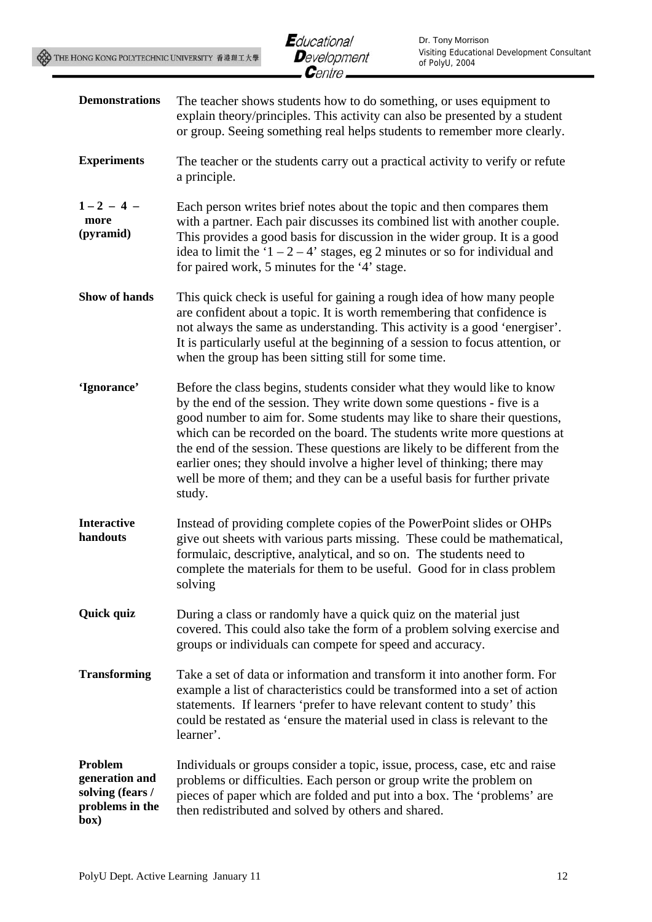**Demonstrations** The teacher shows students how to do something, or uses equipment to explain theory/principles. This activity can also be presented by a student or group. Seeing something real helps students to remember more clearly.

**Experiments** The teacher or the students carry out a practical activity to verify or refute a principle.

**1 – 2 – 4 – more (pyramid)** Each person writes brief notes about the topic and then compares them with a partner. Each pair discusses its combined list with another couple. This provides a good basis for discussion in the wider group. It is a good idea to limit the '1 – 2 – 4' stages, eg 2 minutes or so for individual and for paired work, 5 minutes for the '4' stage.

**Show of hands** This quick check is useful for gaining a rough idea of how many people are confident about a topic. It is worth remembering that confidence is not always the same as understanding. This activity is a good 'energiser'. It is particularly useful at the beginning of a session to focus attention, or when the group has been sitting still for some time.

**'Ignorance'** Before the class begins, students consider what they would like to know by the end of the session. They write down some questions - five is a good number to aim for. Some students may like to share their questions, which can be recorded on the board. The students write more questions at the end of the session. These questions are likely to be different from the earlier ones; they should involve a higher level of thinking; there may well be more of them; and they can be a useful basis for further private study.

**Interactive handouts** Instead of providing complete copies of the PowerPoint slides or OHPs give out sheets with various parts missing. These could be mathematical, formulaic, descriptive, analytical, and so on. The students need to complete the materials for them to be useful. Good for in class problem solving

**Quick quiz** During a class or randomly have a quick quiz on the material just covered. This could also take the form of a problem solving exercise and groups or individuals can compete for speed and accuracy.

**Transforming** Take a set of data or information and transform it into another form. For example a list of characteristics could be transformed into a set of action statements. If learners 'prefer to have relevant content to study' this could be restated as 'ensure the material used in class is relevant to the learner'.

**Problem generation and solving (fears / problems in the box)** Individuals or groups consider a topic, issue, process, case, etc and raise problems or difficulties. Each person or group write the problem on pieces of paper which are folded and put into a box. The 'problems' are then redistributed and solved by others and shared.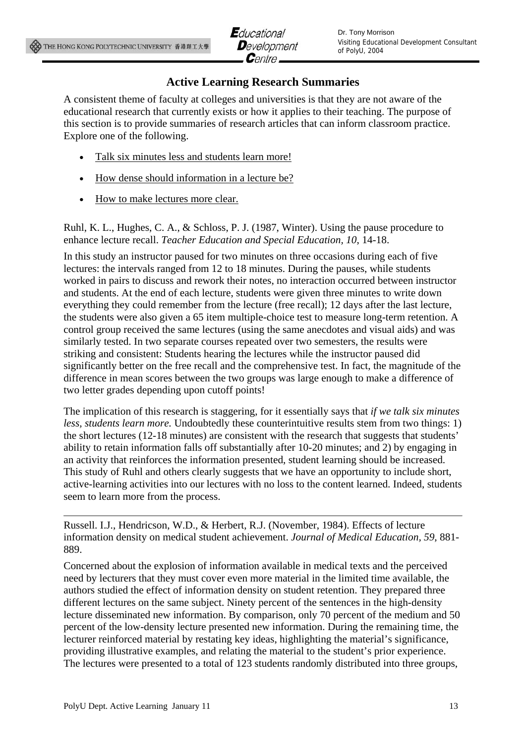## Active Learning Research Summaries

A consistent theme of faculty at colleges and universities is that they are not aware of the educational research that currently exists or how it applies to their teaching. The purpose of this section is to provide summaries of research articles that can inform classroom practice. Explore one of the following.

- Talk six minutes less and students learn more!
- How dense should information in a lecture be?
- How to make lectures more clear.

Ruhl, K. L., Hughes, C. A., & Schloss, P. J. (1987, Winter). Using the pause procedure to enhance lecture recall. *Teacher Education and Special Education, 10*, 14-18.

In this study an instructor paused for two minutes on three occasions during each of five lectures: the intervals ranged from 12 to 18 minutes. During the pauses, while students worked in pairs to discuss and rework their notes, no interaction occurred between instructor and students. At the end of each lecture, students were given three minutes to write down everything they could remember from the lecture (free recall); 12 days after the last lecture, the students were also given a 65 item multiple-choice test to measure long-term retention. A control group received the same lectures (using the same anecdotes and visual aids) and was similarly tested. In two separate courses repeated over two semesters, the results were striking and consistent: Students hearing the lectures while the instructor paused did significantly better on the free recall and the comprehensive test. In fact, the magnitude of the difference in mean scores between the two groups was large enough to make a difference of two letter grades depending upon cutoff points!

The implication of this research is staggering, for it essentially says that *if we talk six minutes less, students learn more.* Undoubtedly these counterintuitive results stem from two things: 1) the short lectures (12-18 minutes) are consistent with the research that suggests that students' ability to retain information falls off substantially after 10-20 minutes; and 2) by engaging in an activity that reinforces the information presented, student learning should be increased. This study of Ruhl and others clearly suggests that we have an opportunity to include short, active-learning activities into our lectures with no loss to the content learned. Indeed, students seem to learn more from the process.

---

Russell. I.J., Hendricson, W.D., & Herbert, R.J. (November, 1984). Effects of lecture information density on medical student achievement. *Journal of Medical Education, 59*, 881-889.

Concerned about the explosion of information available in medical texts and the perceived need by lecturers that they must cover even more material in the limited time available, the authors studied the effect of information density on student retention. They prepared three different lectures on the same subject. Ninety percent of the sentences in the high-density lecture disseminated new information. By comparison, only 70 percent of the medium and 50 percent of the low-density lecture presented new information. During the remaining time, the lecturer reinforced material by restating key ideas, highlighting the material's significance, providing illustrative examples, and relating the material to the student's prior experience. The lectures were presented to a total of 123 students randomly distributed into three groups,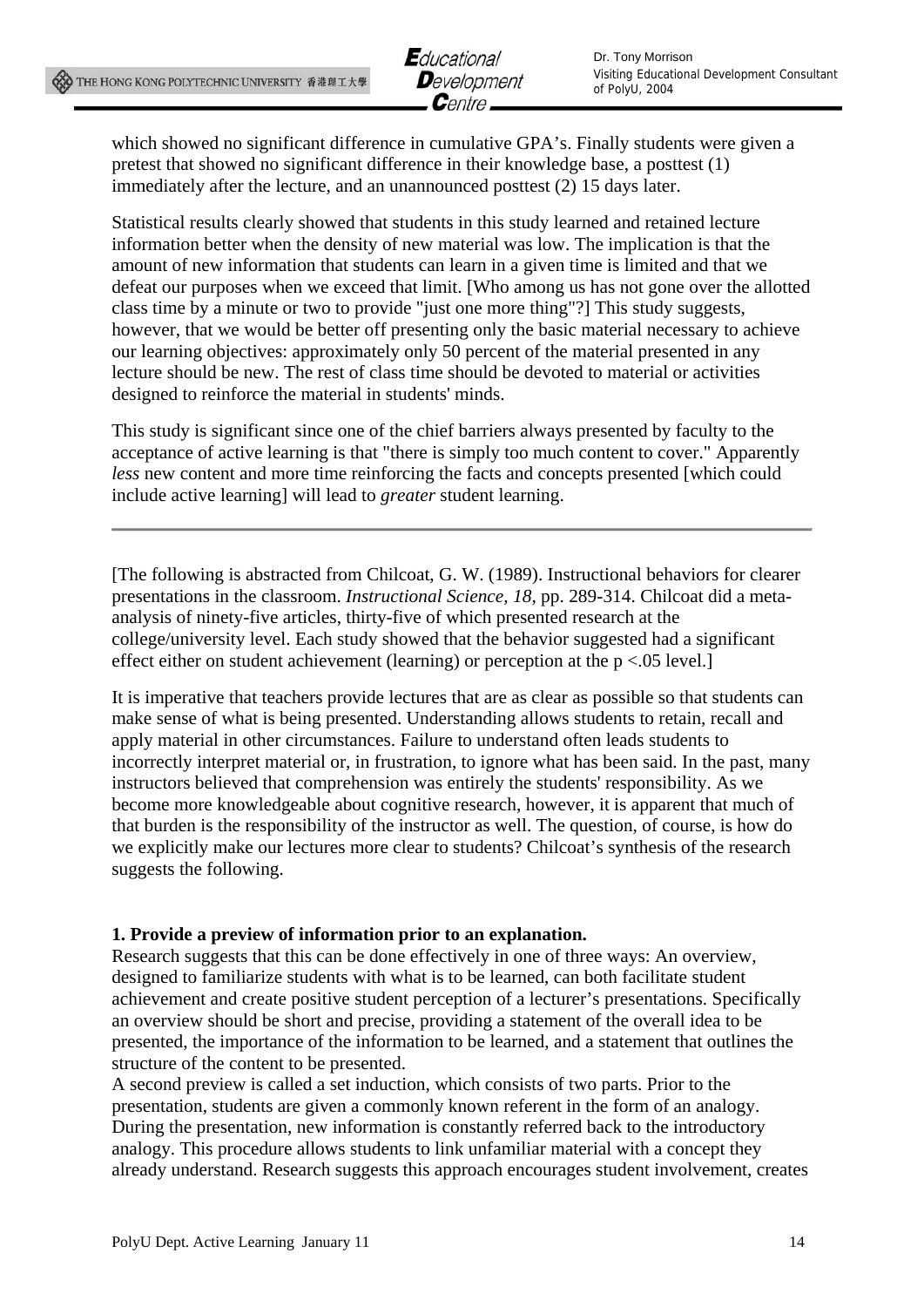which showed no significant difference in cumulative GPA's. Finally students were given a pretest that showed no significant difference in their knowledge base, a posttest (1) immediately after the lecture, and an unannounced posttest (2) 15 days later.

Statistical results clearly showed that students in this study learned and retained lecture information better when the density of new material was low. The implication is that the amount of new information that students can learn in a given time is limited and that we defeat our purposes when we exceed that limit. [Who among us has not gone over the allotted class time by a minute or two to provide "just one more thing"?] This study suggests, however, that we would be better off presenting only the basic material necessary to achieve our learning objectives: approximately only 50 percent of the material presented in any lecture should be new. The rest of class time should be devoted to material or activities designed to reinforce the material in students' minds.

This study is significant since one of the chief barriers always presented by faculty to the acceptance of active learning is that "there is simply too much content to cover." Apparently *less* new content and more time reinforcing the facts and concepts presented [which could include active learning] will lead to *greater* student learning.

---

[The following is abstracted from Chilcoat, G. W. (1989). Instructional behaviors for clearer presentations in the classroom. *Instructional Science, 18*, pp. 289-314. Chilcoat did a meta-analysis of ninety-five articles, thirty-five of which presented research at the college/university level. Each study showed that the behavior suggested had a significant effect either on student achievement (learning) or perception at the $p < .05$ level.]

It is imperative that teachers provide lectures that are as clear as possible so that students can make sense of what is being presented. Understanding allows students to retain, recall and apply material in other circumstances. Failure to understand often leads students to incorrectly interpret material or, in frustration, to ignore what has been said. In the past, many instructors believed that comprehension was entirely the students' responsibility. As we become more knowledgeable about cognitive research, however, it is apparent that much of that burden is the responsibility of the instructor as well. The question, of course, is how do we explicitly make our lectures more clear to students? Chilcoat's synthesis of the research suggests the following.

**1. Provide a preview of information prior to an explanation.**

Research suggests that this can be done effectively in one of three ways: An overview, designed to familiarize students with what is to be learned, can both facilitate student achievement and create positive student perception of a lecturer's presentations. Specifically an overview should be short and precise, providing a statement of the overall idea to be presented, the importance of the information to be learned, and a statement that outlines the structure of the content to be presented.

A second preview is called a set induction, which consists of two parts. Prior to the presentation, students are given a commonly known referent in the form of an analogy. During the presentation, new information is constantly referred back to the introductory analogy. This procedure allows students to link unfamiliar material with a concept they already understand. Research suggests this approach encourages student involvement, creates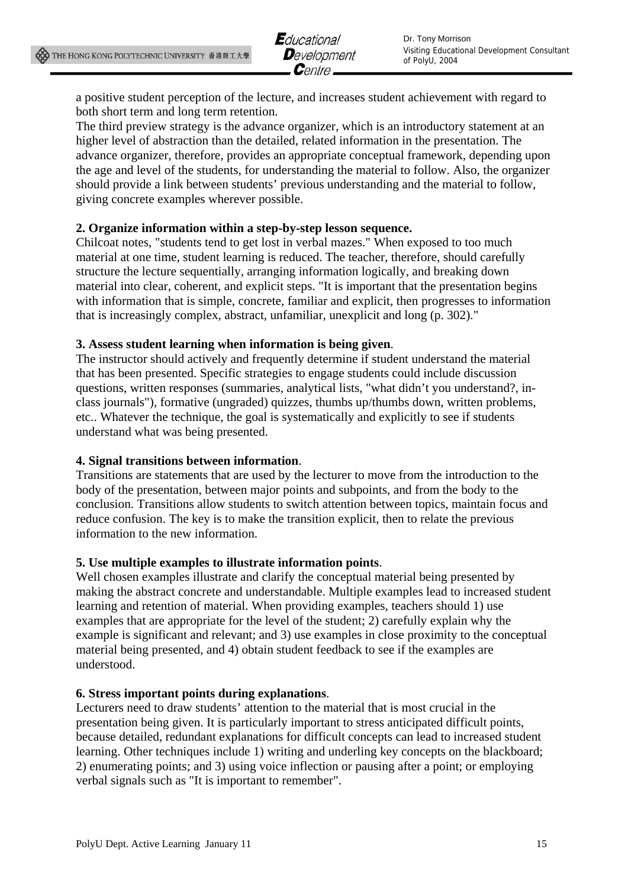a positive student perception of the lecture, and increases student achievement with regard to both short term and long term retention.

The third preview strategy is the advance organizer, which is an introductory statement at an higher level of abstraction than the detailed, related information in the presentation. The advance organizer, therefore, provides an appropriate conceptual framework, depending upon the age and level of the students, for understanding the material to follow. Also, the organizer should provide a link between students' previous understanding and the material to follow, giving concrete examples wherever possible.

**2. Organize information within a step-by-step lesson sequence.**

Chilcoat notes, "students tend to get lost in verbal mazes." When exposed to too much material at one time, student learning is reduced. The teacher, therefore, should carefully structure the lecture sequentially, arranging information logically, and breaking down material into clear, coherent, and explicit steps. "It is important that the presentation begins with information that is simple, concrete, familiar and explicit, then progresses to information that is increasingly complex, abstract, unfamiliar, unexplicit and long (p. 302)."

**3. Assess student learning when information is being given**.

The instructor should actively and frequently determine if student understand the material that has been presented. Specific strategies to engage students could include discussion questions, written responses (summaries, analytical lists, "what didn't you understand?, in-class journals"), formative (ungraded) quizzes, thumbs up/thumbs down, written problems, etc.. Whatever the technique, the goal is systematically and explicitly to see if students understand what was being presented.

**4. Signal transitions between information**.

Transitions are statements that are used by the lecturer to move from the introduction to the body of the presentation, between major points and subpoints, and from the body to the conclusion. Transitions allow students to switch attention between topics, maintain focus and reduce confusion. The key is to make the transition explicit, then to relate the previous information to the new information.

**5. Use multiple examples to illustrate information points**.

Well chosen examples illustrate and clarify the conceptual material being presented by making the abstract concrete and understandable. Multiple examples lead to increased student learning and retention of material. When providing examples, teachers should 1) use examples that are appropriate for the level of the student; 2) carefully explain why the example is significant and relevant; and 3) use examples in close proximity to the conceptual material being presented, and 4) obtain student feedback to see if the examples are understood.

**6. Stress important points during explanations**.

Lecturers need to draw students' attention to the material that is most crucial in the presentation being given. It is particularly important to stress anticipated difficult points, because detailed, redundant explanations for difficult concepts can lead to increased student learning. Other techniques include 1) writing and underling key concepts on the blackboard; 2) enumerating points; and 3) using voice inflection or pausing after a point; or employing verbal signals such as "It is important to remember".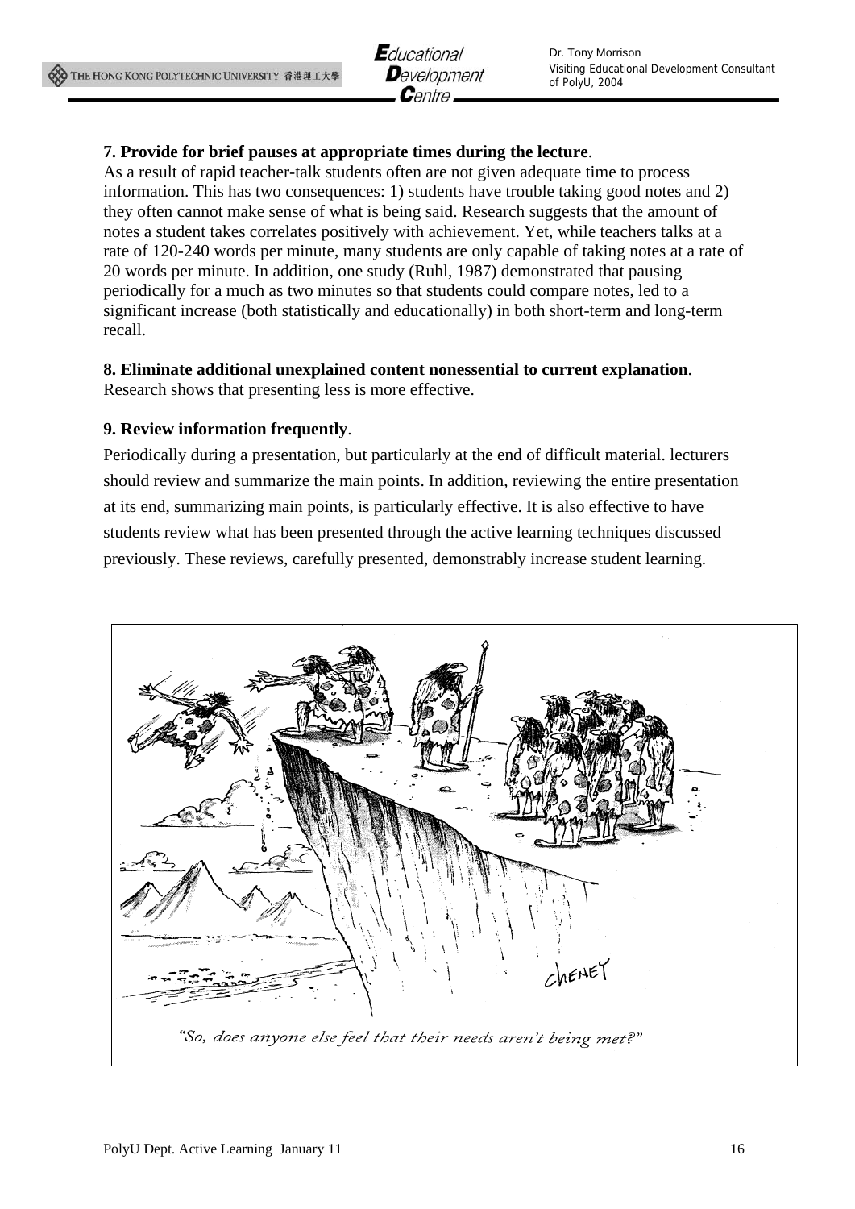**7. Provide for brief pauses at appropriate times during the lecture**.

As a result of rapid teacher-talk students often are not given adequate time to process information. This has two consequences: 1) students have trouble taking good notes and 2) they often cannot make sense of what is being said. Research suggests that the amount of notes a student takes correlates positively with achievement. Yet, while teachers talks at a rate of 120-240 words per minute, many students are only capable of taking notes at a rate of 20 words per minute. In addition, one study (Ruhl, 1987) demonstrated that pausing periodically for a much as two minutes so that students could compare notes, led to a significant increase (both statistically and educationally) in both short-term and long-term recall.

**8. Eliminate additional unexplained content nonessential to current explanation**.

Research shows that presenting less is more effective.

**9. Review information frequently**.

Periodically during a presentation, but particularly at the end of difficult material. lecturers should review and summarize the main points. In addition, reviewing the entire presentation at its end, summarizing main points, is particularly effective. It is also effective to have students review what has been presented through the active learning techniques discussed previously. These reviews, carefully presented, demonstrably increase student learning.

*"So, does anyone else feel that their needs aren't being met?"*